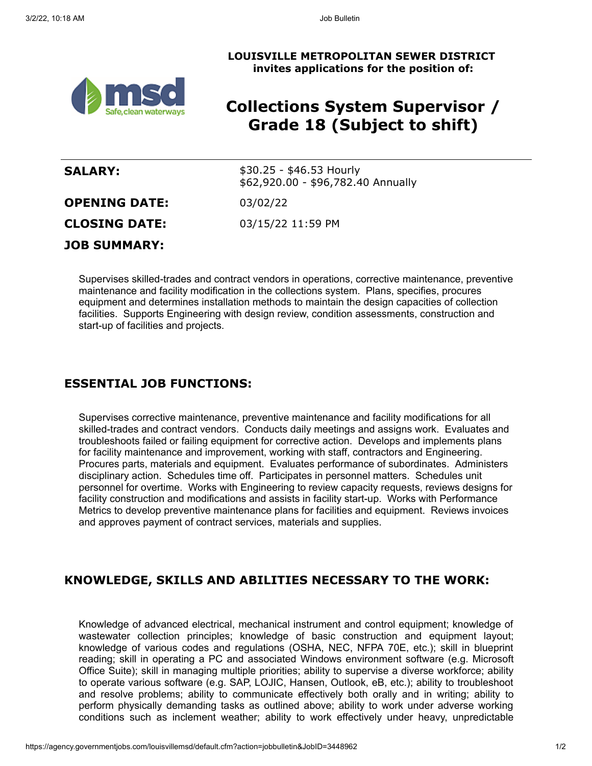**LOUISVILLE METROPOLITAN SEWER DISTRICT**
**invites applications for the position of:**

# Collections System Supervisor / Grade 18 (Subject to shift)

| | |
|---|---|
| **SALARY:** | $30.25 - $46.53 Hourly<br>$62,920.00 - $96,782.40 Annually |
| **OPENING DATE:** | 03/02/22 |
| **CLOSING DATE:** | 03/15/22 11:59 PM |

**JOB SUMMARY:**

Supervises skilled-trades and contract vendors in operations, corrective maintenance, preventive maintenance and facility modification in the collections system. Plans, specifies, procures equipment and determines installation methods to maintain the design capacities of collection facilities. Supports Engineering with design review, condition assessments, construction and start-up of facilities and projects.

## ESSENTIAL JOB FUNCTIONS:

Supervises corrective maintenance, preventive maintenance and facility modifications for all skilled-trades and contract vendors. Conducts daily meetings and assigns work. Evaluates and troubleshoots failed or failing equipment for corrective action. Develops and implements plans for facility maintenance and improvement, working with staff, contractors and Engineering. Procures parts, materials and equipment. Evaluates performance of subordinates. Administers disciplinary action. Schedules time off. Participates in personnel matters. Schedules unit personnel for overtime. Works with Engineering to review capacity requests, reviews designs for facility construction and modifications and assists in facility start-up. Works with Performance Metrics to develop preventive maintenance plans for facilities and equipment. Reviews invoices and approves payment of contract services, materials and supplies.

## KNOWLEDGE, SKILLS AND ABILITIES NECESSARY TO THE WORK:

Knowledge of advanced electrical, mechanical instrument and control equipment; knowledge of wastewater collection principles; knowledge of basic construction and equipment layout; knowledge of various codes and regulations (OSHA, NEC, NFPA 70E, etc.); skill in blueprint reading; skill in operating a PC and associated Windows environment software (e.g. Microsoft Office Suite); skill in managing multiple priorities; ability to supervise a diverse workforce; ability to operate various software (e.g. SAP, LOJIC, Hansen, Outlook, eB, etc.); ability to troubleshoot and resolve problems; ability to communicate effectively both orally and in writing; ability to perform physically demanding tasks as outlined above; ability to work under adverse working conditions such as inclement weather; ability to work effectively under heavy, unpredictable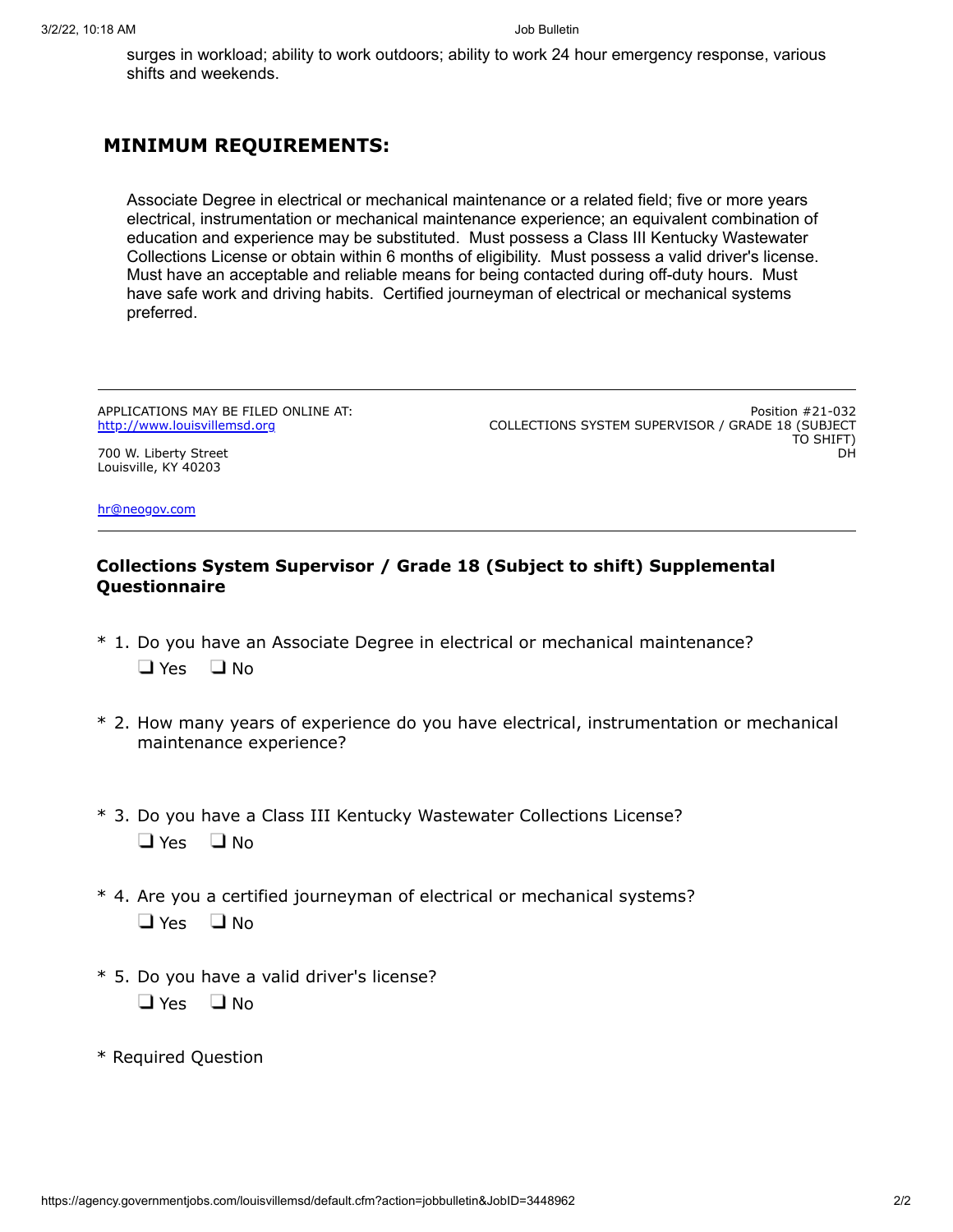surges in workload; ability to work outdoors; ability to work 24 hour emergency response, various shifts and weekends.

## MINIMUM REQUIREMENTS:

Associate Degree in electrical or mechanical maintenance or a related field; five or more years electrical, instrumentation or mechanical maintenance experience; an equivalent combination of education and experience may be substituted. Must possess a Class III Kentucky Wastewater Collections License or obtain within 6 months of eligibility. Must possess a valid driver's license. Must have an acceptable and reliable means for being contacted during off-duty hours. Must have safe work and driving habits. Certified journeyman of electrical or mechanical systems preferred.

---

APPLICATIONS MAY BE FILED ONLINE AT:
http://www.louisvillemsd.org

700 W. Liberty Street
Louisville, KY 40203

hr@neogov.com

Position #21-032
COLLECTIONS SYSTEM SUPERVISOR / GRADE 18 (SUBJECT TO SHIFT)
DH

---

### Collections System Supervisor / Grade 18 (Subject to shift) Supplemental Questionnaire

* 1. Do you have an Associate Degree in electrical or mechanical maintenance?
  - ❑ Yes ❑ No

* 2. How many years of experience do you have electrical, instrumentation or mechanical maintenance experience?

* 3. Do you have a Class III Kentucky Wastewater Collections License?
  - ❑ Yes ❑ No

* 4. Are you a certified journeyman of electrical or mechanical systems?
  - ❑ Yes ❑ No

* 5. Do you have a valid driver's license?
  - ❑ Yes ❑ No

* Required Question